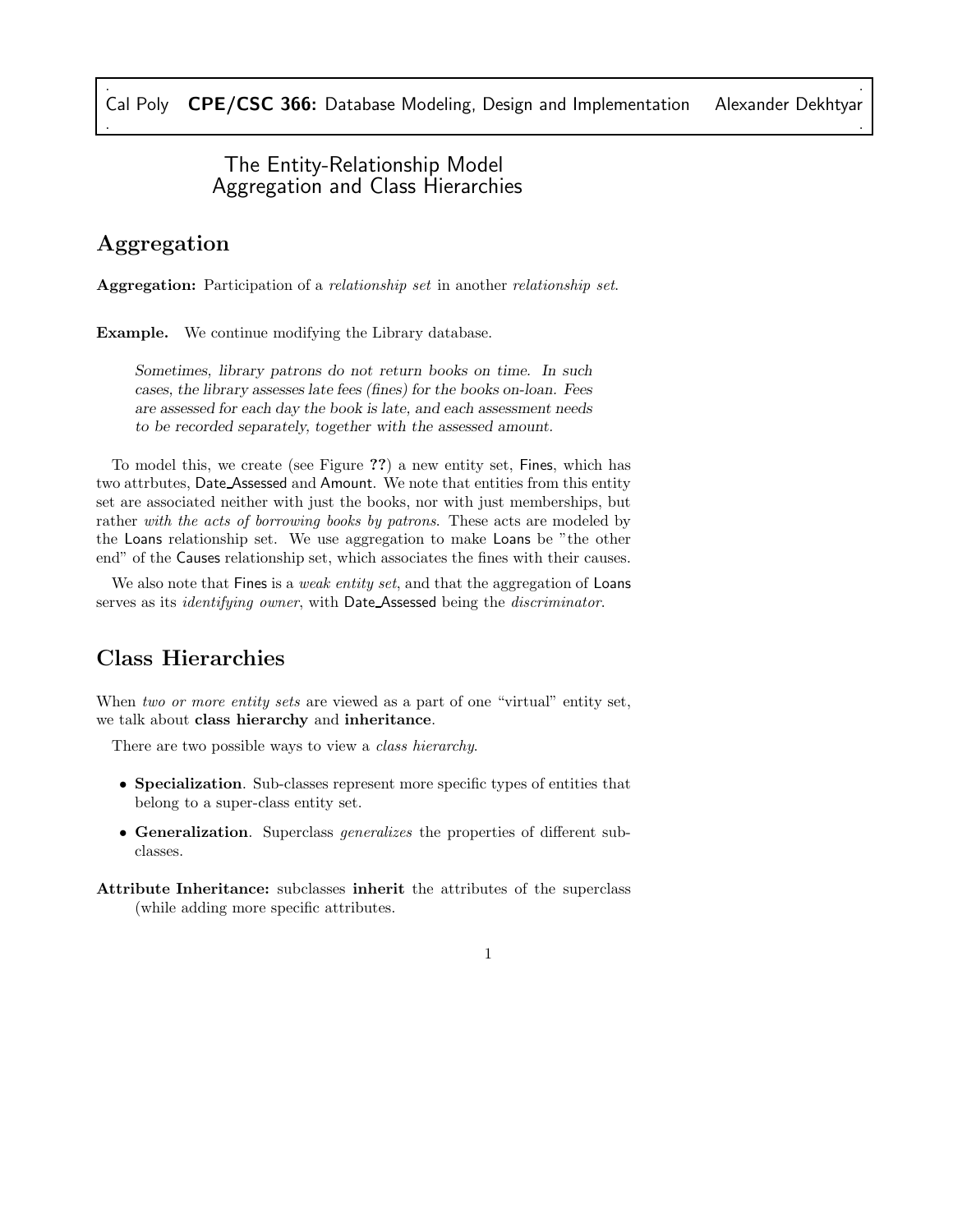# The Entity-Relationship Model
# Aggregation and Class Hierarchies

## Aggregation

**Aggregation:** Participation of a *relationship set* in another *relationship set*.

**Example.** We continue modifying the Library database.

> *Sometimes, library patrons do not return books on time. In such cases, the library assesses late fees (fines) for the books on-loan. Fees are assessed for each day the book is late, and each assessment needs to be recorded separately, together with the assessed amount.*

To model this, we create (see Figure **??**) a new entity set, Fines, which has two attrbutes, Date_Assessed and Amount. We note that entities from this entity set are associated neither with just the books, nor with just memberships, but rather *with the acts of borrowing books by patrons*. These acts are modeled by the Loans relationship set. We use aggregation to make Loans be "the other end" of the Causes relationship set, which associates the fines with their causes.

We also note that Fines is a *weak entity set*, and that the aggregation of Loans serves as its *identifying owner*, with Date_Assessed being the *discriminator*.

## Class Hierarchies

When *two or more entity sets* are viewed as a part of one "virtual" entity set, we talk about **class hierarchy** and **inheritance**.

There are two possible ways to view a *class hierarchy*.

- **Specialization**. Sub-classes represent more specific types of entities that belong to a super-class entity set.
- **Generalization**. Superclass *generalizes* the properties of different subclasses.

**Attribute Inheritance:** subclasses **inherit** the attributes of the superclass (while adding more specific attributes.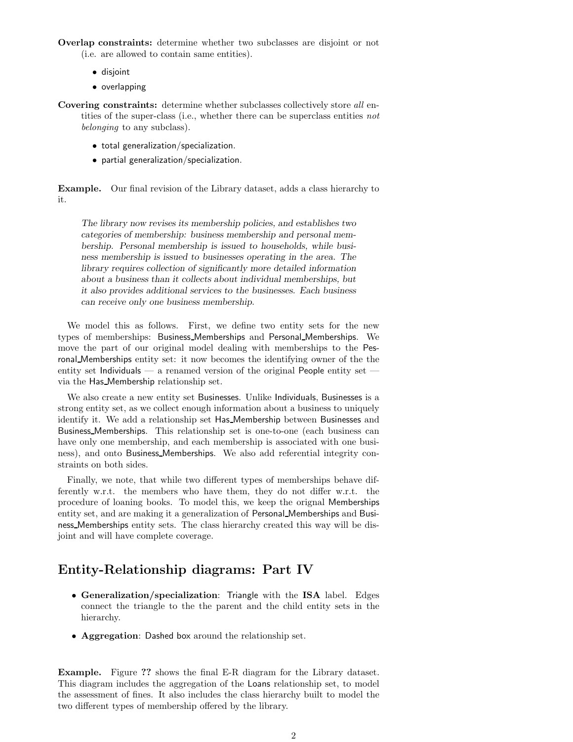**Overlap constraints:** determine whether two subclasses are disjoint or not (i.e. are allowed to contain same entities).

- disjoint
- overlapping

**Covering constraints:** determine whether subclasses collectively store *all* entities of the super-class (i.e., whether there can be superclass entities *not belonging* to any subclass).

- total generalization/specialization.
- partial generalization/specialization.

**Example.** Our final revision of the Library dataset, adds a class hierarchy to it.

> *The library now revises its membership policies, and establishes two categories of membership: business membership and personal membership. Personal membership is issued to households, while business membership is issued to businesses operating in the area. The library requires collection of significantly more detailed information about a business than it collects about individual memberships, but it also provides additional services to the businesses. Each business can receive only one business membership.*

We model this as follows. First, we define two entity sets for the new types of memberships: Business_Memberships and Personal_Memberships. We move the part of our original model dealing with memberships to the Pesronal_Memberships entity set: it now becomes the identifying owner of the the entity set Individuals — a renamed version of the original People entity set — via the Has_Membership relationship set.

We also create a new entity set Businesses. Unlike Individuals, Businesses is a strong entity set, as we collect enough information about a business to uniquely identify it. We add a relationship set Has_Membership between Businesses and Business_Memberships. This relationship set is one-to-one (each business can have only one membership, and each membership is associated with one business), and onto Business_Memberships. We also add referential integrity constraints on both sides.

Finally, we note, that while two different types of memberships behave differently w.r.t. the members who have them, they do not differ w.r.t. the procedure of loaning books. To model this, we keep the orignal Memberships entity set, and are making it a generalization of Personal_Memberships and Business_Memberships entity sets. The class hierarchy created this way will be disjoint and will have complete coverage.

## Entity-Relationship diagrams: Part IV

- **Generalization/specialization**: Triangle with the **ISA** label. Edges connect the triangle to the the parent and the child entity sets in the hierarchy.
- **Aggregation**: Dashed box around the relationship set.

**Example.** Figure **??** shows the final E-R diagram for the Library dataset. This diagram includes the aggregation of the Loans relationship set, to model the assessment of fines. It also includes the class hierarchy built to model the two different types of membership offered by the library.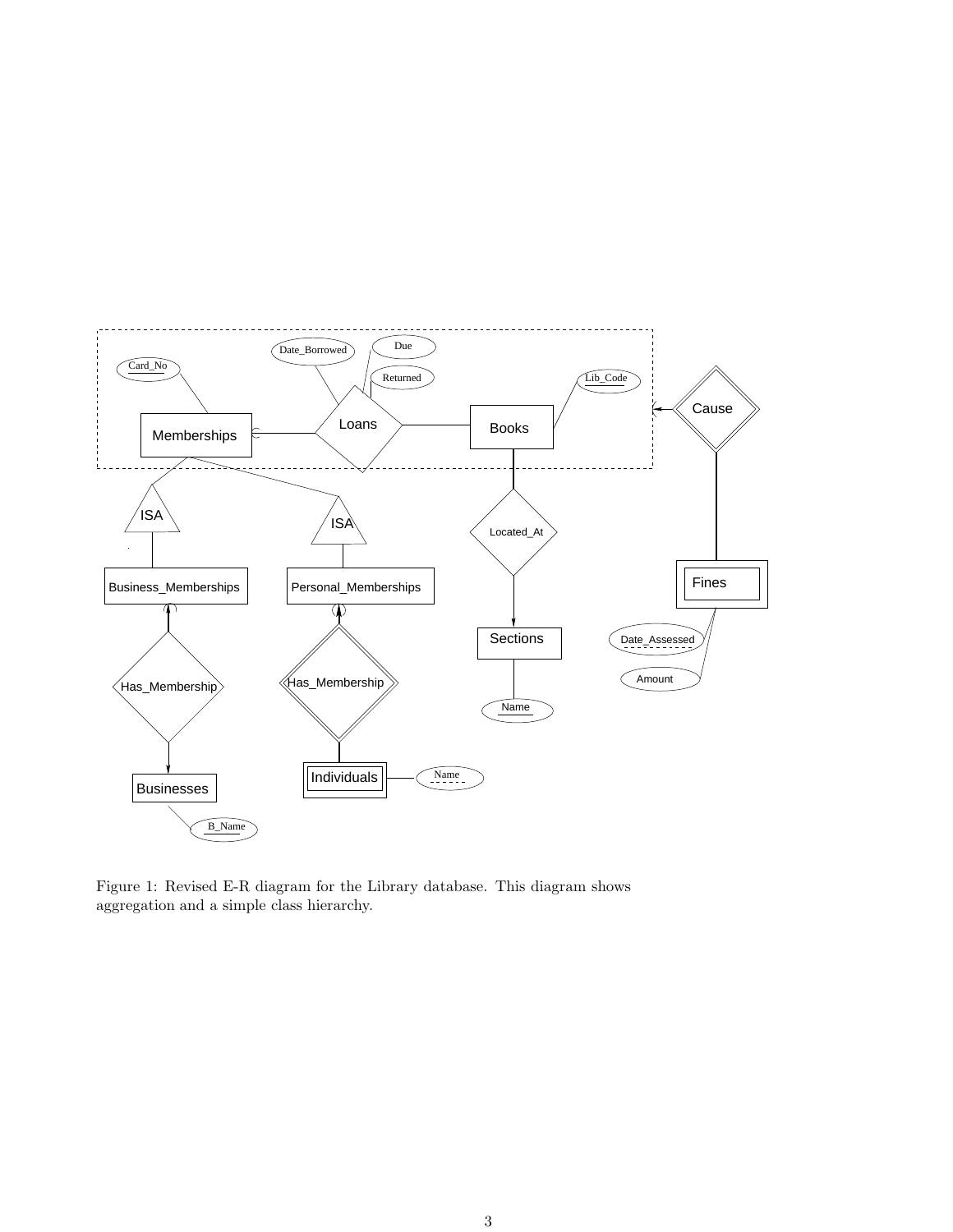Card_No

Date_Borrowed

Due

Returned

Lib_Code

Memberships

Loans

Books

Cause

ISA

ISA

Located_At

Business_Memberships

Personal_Memberships

Fines

Sections

Date_Assessed

Amount

Has_Membership

Has_Membership

Name

Individuals

Name

Businesses

B_Name

Figure 1: Revised E-R diagram for the Library database. This diagram shows aggregation and a simple class hierarchy.